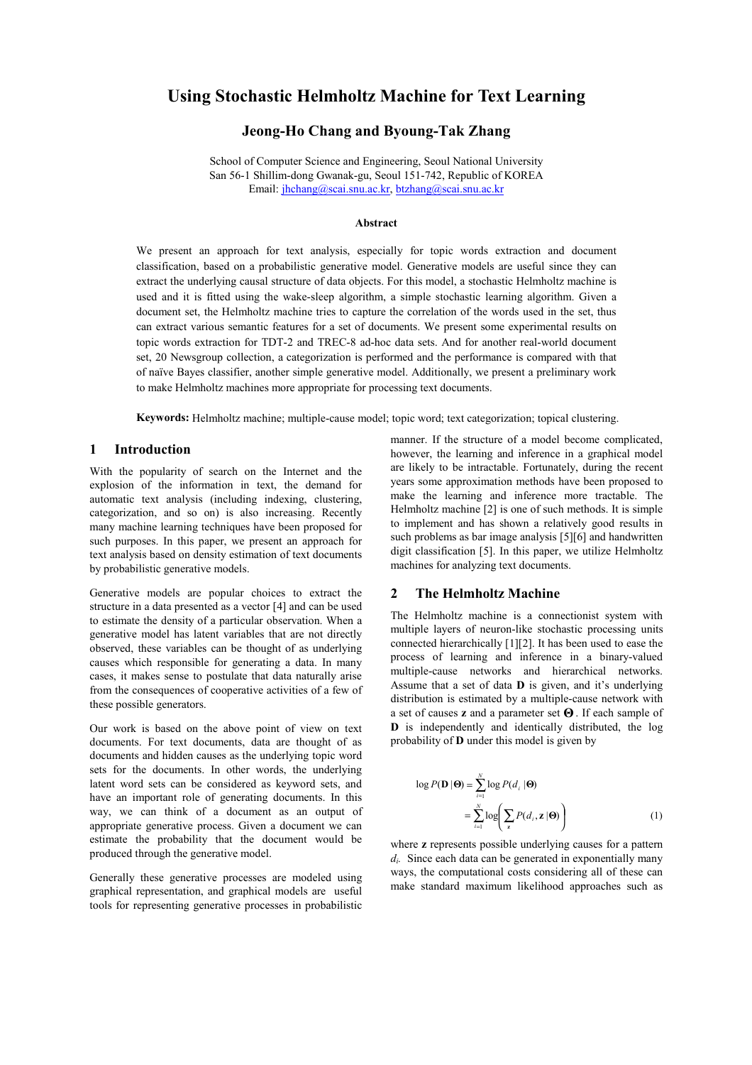# Using Stochastic Helmholtz Machine for Text Learning

**Jeong-Ho Chang and Byoung-Tak Zhang**

School of Computer Science and Engineering, Seoul National University
San 56-1 Shillim-dong Gwanak-gu, Seoul 151-742, Republic of KOREA
Email: jhchang@scai.snu.ac.kr, btzhang@scai.snu.ac.kr

**Abstract**

We present an approach for text analysis, especially for topic words extraction and document classification, based on a probabilistic generative model. Generative models are useful since they can extract the underlying causal structure of data objects. For this model, a stochastic Helmholtz machine is used and it is fitted using the wake-sleep algorithm, a simple stochastic learning algorithm. Given a document set, the Helmholtz machine tries to capture the correlation of the words used in the set, thus can extract various semantic features for a set of documents. We present some experimental results on topic words extraction for TDT-2 and TREC-8 ad-hoc data sets. And for another real-world document set, 20 Newsgroup collection, a categorization is performed and the performance is compared with that of naïve Bayes classifier, another simple generative model. Additionally, we present a preliminary work to make Helmholtz machines more appropriate for processing text documents.

**Keywords:** Helmholtz machine; multiple-cause model; topic word; text categorization; topical clustering.

## 1 Introduction

With the popularity of search on the Internet and the explosion of the information in text, the demand for automatic text analysis (including indexing, clustering, categorization, and so on) is also increasing. Recently many machine learning techniques have been proposed for such purposes. In this paper, we present an approach for text analysis based on density estimation of text documents by probabilistic generative models.

Generative models are popular choices to extract the structure in a data presented as a vector [4] and can be used to estimate the density of a particular observation. When a generative model has latent variables that are not directly observed, these variables can be thought of as underlying causes which responsible for generating a data. In many cases, it makes sense to postulate that data naturally arise from the consequences of cooperative activities of a few of these possible generators.

Our work is based on the above point of view on text documents. For text documents, data are thought of as documents and hidden causes as the underlying topic word sets for the documents. In other words, the underlying latent word sets can be considered as keyword sets, and have an important role of generating documents. In this way, we can think of a document as an output of appropriate generative process. Given a document we can estimate the probability that the document would be produced through the generative model.

Generally these generative processes are modeled using graphical representation, and graphical models are useful tools for representing generative processes in probabilistic manner. If the structure of a model become complicated, however, the learning and inference in a graphical model are likely to be intractable. Fortunately, during the recent years some approximation methods have been proposed to make the learning and inference more tractable. The Helmholtz machine [2] is one of such methods. It is simple to implement and has shown a relatively good results in such problems as bar image analysis [5][6] and handwritten digit classification [5]. In this paper, we utilize Helmholtz machines for analyzing text documents.

## 2 The Helmholtz Machine

The Helmholtz machine is a connectionist system with multiple layers of neuron-like stochastic processing units connected hierarchically [1][2]. It has been used to ease the process of learning and inference in a binary-valued multiple-cause networks and hierarchical networks. Assume that a set of data $\mathbf{D}$ is given, and it's underlying distribution is estimated by a multiple-cause network with a set of causes $\mathbf{z}$ and a parameter set $\mathbf{\Theta}$. If each sample of $\mathbf{D}$ is independently and identically distributed, the log probability of $\mathbf{D}$ under this model is given by

$$\log P(\mathbf{D}|\mathbf{\Theta}) = \sum_{i=1}^{N} \log P(d_i|\mathbf{\Theta}) = \sum_{i=1}^{N} \log\left(\sum_{\mathbf{z}} P(d_i, \mathbf{z}|\mathbf{\Theta})\right) \tag{1}$$

where $\mathbf{z}$ represents possible underlying causes for a pattern $d_i$. Since each data can be generated in exponentially many ways, the computational costs considering all of these can make standard maximum likelihood approaches such as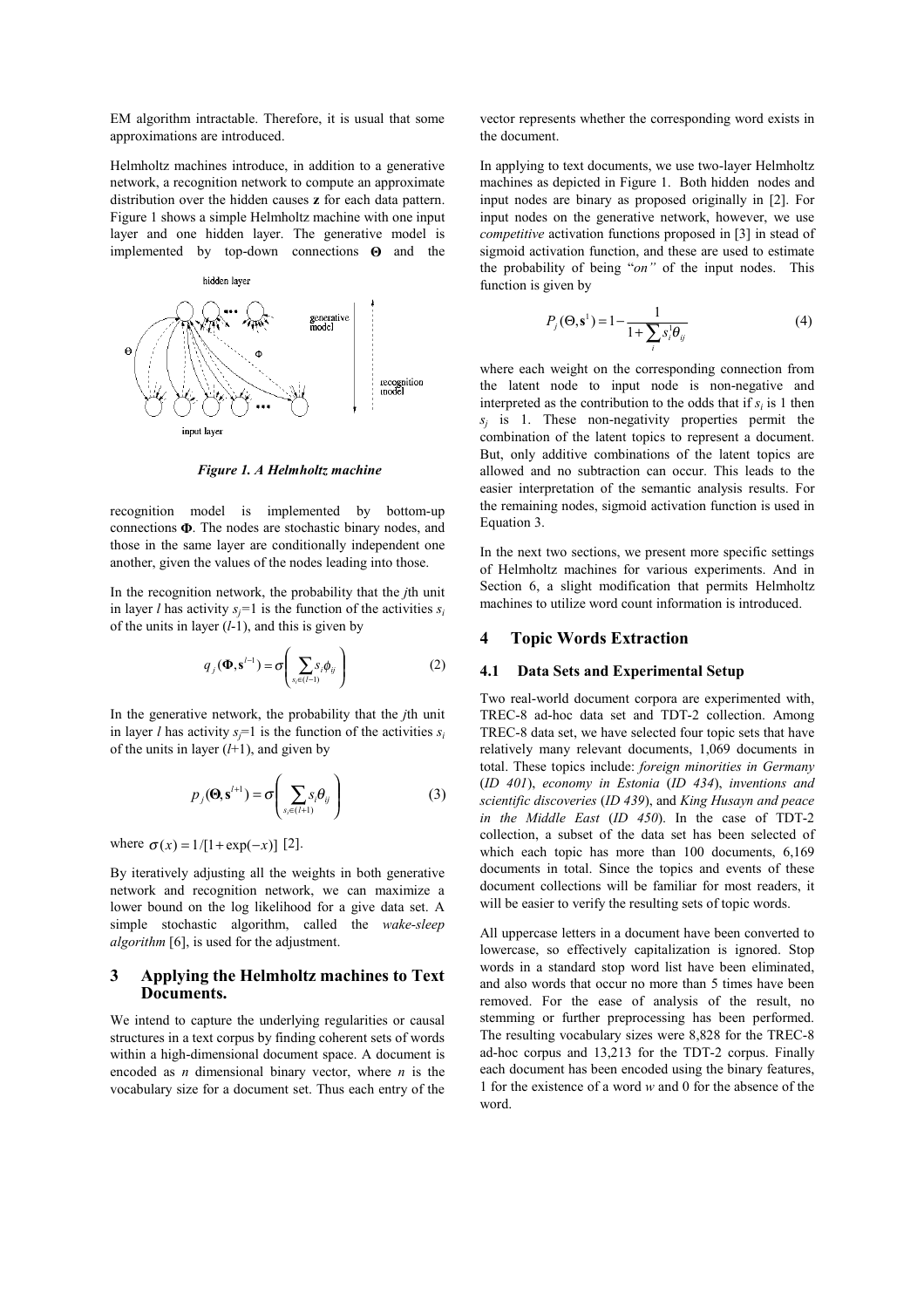EM algorithm intractable. Therefore, it is usual that some approximations are introduced.

Helmholtz machines introduce, in addition to a generative network, a recognition network to compute an approximate distribution over the hidden causes **z** for each data pattern. Figure 1 shows a simple Helmholtz machine with one input layer and one hidden layer. The generative model is implemented by top-down connections **Θ** and the recognition model is implemented by bottom-up connections **Φ**. The nodes are stochastic binary nodes, and those in the same layer are conditionally independent one another, given the values of the nodes leading into those.

*Figure 1. A Helmholtz machine*

In the recognition network, the probability that the $j$th unit in layer $l$ has activity $s_j$=1 is the function of the activities $s_i$ of the units in layer ($l$-1), and this is given by

$$q_j(\mathbf{\Phi}, \mathbf{s}^{l-1}) = \sigma\left( \sum_{s_i \in (l-1)} s_i \phi_{ij} \right) \tag{2}$$

In the generative network, the probability that the $j$th unit in layer $l$ has activity $s_j$=1 is the function of the activities $s_i$ of the units in layer ($l$+1), and given by

$$p_j(\mathbf{\Theta}, \mathbf{s}^{l+1}) = \sigma\left( \sum_{s_i \in (l+1)} s_i \theta_{ij} \right) \tag{3}$$

where $\sigma(x) = 1/[1 + \exp(-x)]$ [2].

By iteratively adjusting all the weights in both generative network and recognition network, we can maximize a lower bound on the log likelihood for a give data set. A simple stochastic algorithm, called the *wake-sleep algorithm* [6], is used for the adjustment.

## 3 Applying the Helmholtz machines to Text Documents.

We intend to capture the underlying regularities or causal structures in a text corpus by finding coherent sets of words within a high-dimensional document space. A document is encoded as $n$ dimensional binary vector, where $n$ is the vocabulary size for a document set. Thus each entry of the vector represents whether the corresponding word exists in the document.

In applying to text documents, we use two-layer Helmholtz machines as depicted in Figure 1. Both hidden nodes and input nodes are binary as proposed originally in [2]. For input nodes on the generative network, however, we use *competitive* activation functions proposed in [3] in stead of sigmoid activation function, and these are used to estimate the probability of being "*on"* of the input nodes. This function is given by

$$P_j(\Theta, \mathbf{s}^1) = 1 - \frac{1}{1 + \sum_i s_i^1 \theta_{ij}} \tag{4}$$

where each weight on the corresponding connection from the latent node to input node is non-negative and interpreted as the contribution to the odds that if $s_i$ is 1 then $s_j$ is 1. These non-negativity properties permit the combination of the latent topics to represent a document. But, only additive combinations of the latent topics are allowed and no subtraction can occur. This leads to the easier interpretation of the semantic analysis results. For the remaining nodes, sigmoid activation function is used in Equation 3.

In the next two sections, we present more specific settings of Helmholtz machines for various experiments. And in Section 6, a slight modification that permits Helmholtz machines to utilize word count information is introduced.

## 4 Topic Words Extraction

### 4.1 Data Sets and Experimental Setup

Two real-world document corpora are experimented with, TREC-8 ad-hoc data set and TDT-2 collection. Among TREC-8 data set, we have selected four topic sets that have relatively many relevant documents, 1,069 documents in total. These topics include: *foreign minorities in Germany* (*ID 401*), *economy in Estonia* (*ID 434*), *inventions and scientific discoveries* (*ID 439*), and *King Husayn and peace in the Middle East* (*ID 450*). In the case of TDT-2 collection, a subset of the data set has been selected of which each topic has more than 100 documents, 6,169 documents in total. Since the topics and events of these document collections will be familiar for most readers, it will be easier to verify the resulting sets of topic words.

All uppercase letters in a document have been converted to lowercase, so effectively capitalization is ignored. Stop words in a standard stop word list have been eliminated, and also words that occur no more than 5 times have been removed. For the ease of analysis of the result, no stemming or further preprocessing has been performed. The resulting vocabulary sizes were 8,828 for the TREC-8 ad-hoc corpus and 13,213 for the TDT-2 corpus. Finally each document has been encoded using the binary features, 1 for the existence of a word $w$ and 0 for the absence of the word.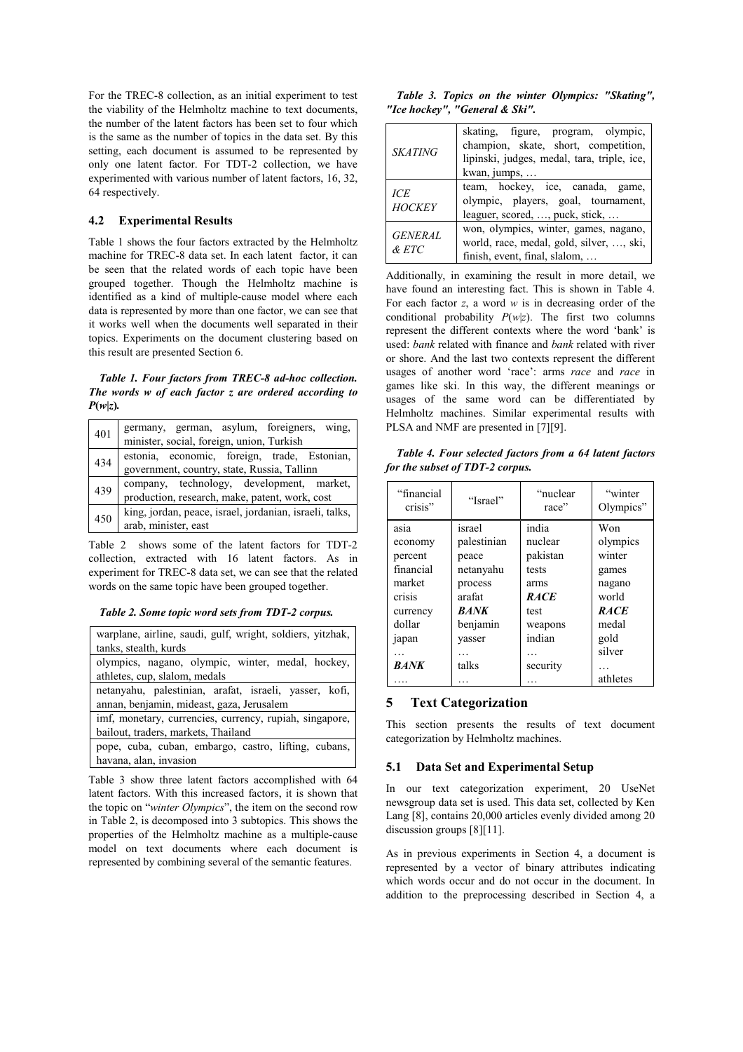For the TREC-8 collection, as an initial experiment to test the viability of the Helmholtz machine to text documents, the number of the latent factors has been set to four which is the same as the number of topics in the data set. By this setting, each document is assumed to be represented by only one latent factor. For TDT-2 collection, we have experimented with various number of latent factors, 16, 32, 64 respectively.

### 4.2 Experimental Results

Table 1 shows the four factors extracted by the Helmholtz machine for TREC-8 data set. In each latent factor, it can be seen that the related words of each topic have been grouped together. Though the Helmholtz machine is identified as a kind of multiple-cause model where each data is represented by more than one factor, we can see that it works well when the documents well separated in their topics. Experiments on the document clustering based on this result are presented Section 6.

***Table 1. Four factors from TREC-8 ad-hoc collection. The words w of each factor z are ordered according to P(w|z).***

| | |
|---|---|
| 401 | germany, german, asylum, foreigners, wing, minister, social, foreign, union, Turkish |
| 434 | estonia, economic, foreign, trade, Estonian, government, country, state, Russia, Tallinn |
| 439 | company, technology, development, market, production, research, make, patent, work, cost |
| 450 | king, jordan, peace, israel, jordanian, israeli, talks, arab, minister, east |

Table 2 shows some of the latent factors for TDT-2 collection, extracted with 16 latent factors. As in experiment for TREC-8 data set, we can see that the related words on the same topic have been grouped together.

***Table 2. Some topic word sets from TDT-2 corpus.***

| |
|---|
| warplane, airline, saudi, gulf, wright, soldiers, yitzhak, tanks, stealth, kurds |
| olympics, nagano, olympic, winter, medal, hockey, athletes, cup, slalom, medals |
| netanyahu, palestinian, arafat, israeli, yasser, kofi, annan, benjamin, mideast, gaza, Jerusalem |
| imf, monetary, currencies, currency, rupiah, singapore, bailout, traders, markets, Thailand |
| pope, cuba, cuban, embargo, castro, lifting, cubans, havana, alan, invasion |

Table 3 show three latent factors accomplished with 64 latent factors. With this increased factors, it is shown that the topic on "*winter Olympics*", the item on the second row in Table 2, is decomposed into 3 subtopics. This shows the properties of the Helmholtz machine as a multiple-cause model on text documents where each document is represented by combining several of the semantic features.

***Table 3. Topics on the winter Olympics: "Skating", "Ice hockey", "General & Ski".***

| | |
|---|---|
| *SKATING* | skating, figure, program, olympic, champion, skate, short, competition, lipinski, judges, medal, tara, triple, ice, kwan, jumps, … |
| *ICE HOCKEY* | team, hockey, ice, canada, game, olympic, players, goal, tournament, leaguer, scored, …, puck, stick, … |
| *GENERAL & ETC* | won, olympics, winter, games, nagano, world, race, medal, gold, silver, …, ski, finish, event, final, slalom, … |

Additionally, in examining the result in more detail, we have found an interesting fact. This is shown in Table 4. For each factor $z$, a word $w$ is in decreasing order of the conditional probability $P(w|z)$. The first two columns represent the different contexts where the word 'bank' is used: *bank* related with finance and *bank* related with river or shore. And the last two contexts represent the different usages of another word 'race': arms *race* and *race* in games like ski. In this way, the different meanings or usages of the same word can be differentiated by Helmholtz machines. Similar experimental results with PLSA and NMF are presented in [7][9].

***Table 4. Four selected factors from a 64 latent factors for the subset of TDT-2 corpus.***

| "financial crisis" | "Israel" | "nuclear race" | "winter Olympics" |
|---|---|---|---|
| asia | israel | india | Won |
| economy | palestinian | nuclear | olympics |
| percent | peace | pakistan | winter |
| financial | netanyahu | tests | games |
| market | process | arms | nagano |
| crisis | arafat | ***RACE*** | world |
| currency | ***BANK*** | test | ***RACE*** |
| dollar | benjamin | weapons | medal |
| japan | yasser | indian | gold |
| … | … | … | silver |
| ***BANK*** | talks | security | … |
| …. | … | … | athletes |

## 5 Text Categorization

This section presents the results of text document categorization by Helmholtz machines.

### 5.1 Data Set and Experimental Setup

In our text categorization experiment, 20 UseNet newsgroup data set is used. This data set, collected by Ken Lang [8], contains 20,000 articles evenly divided among 20 discussion groups [8][11].

As in previous experiments in Section 4, a document is represented by a vector of binary attributes indicating which words occur and do not occur in the document. In addition to the preprocessing described in Section 4, a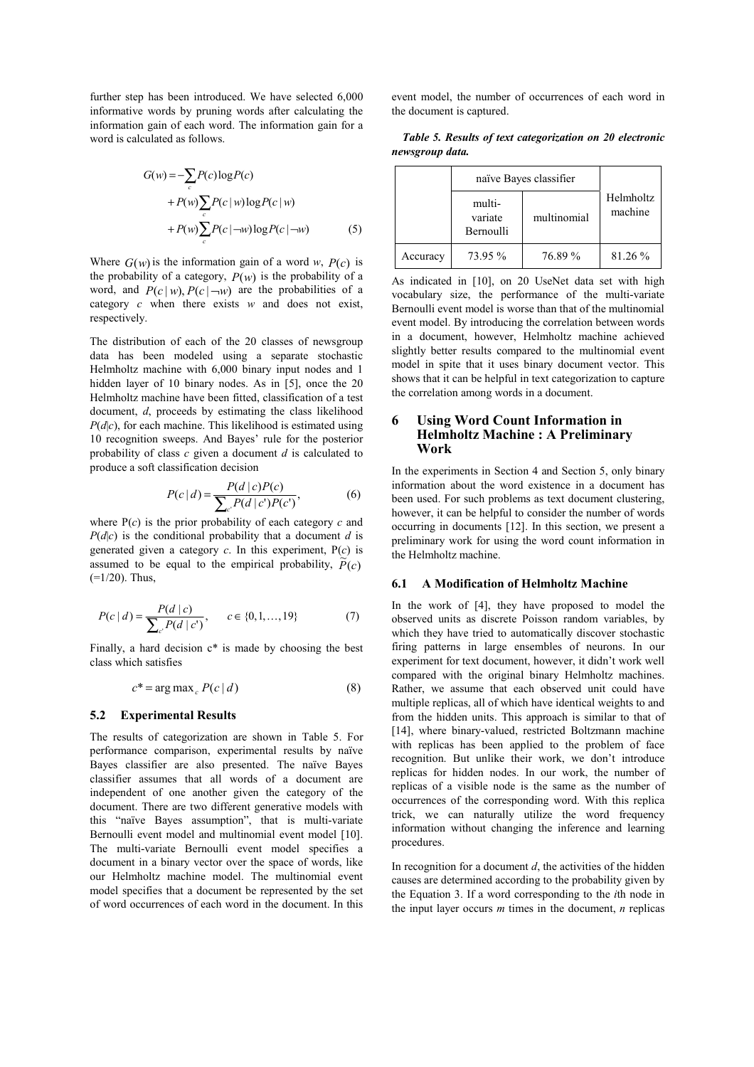further step has been introduced. We have selected 6,000 informative words by pruning words after calculating the information gain of each word. The information gain for a word is calculated as follows.

$$
\begin{aligned}
G(w) &= -\sum_c P(c)\log P(c) \\
&+ P(w)\sum_c P(c\mid w)\log P(c\mid w) \\
&+ P(w)\sum_c P(c\mid \neg w)\log P(c\mid \neg w)
\end{aligned} \tag{5}
$$

Where $G(w)$ is the information gain of a word $w$, $P(c)$ is the probability of a category, $P(w)$ is the probability of a word, and $P(c\mid w), P(c\mid \neg w)$ are the probabilities of a category $c$ when there exists $w$ and does not exist, respectively.

The distribution of each of the 20 classes of newsgroup data has been modeled using a separate stochastic Helmholtz machine with 6,000 binary input nodes and 1 hidden layer of 10 binary nodes. As in [5], once the 20 Helmholtz machine have been fitted, classification of a test document, $d$, proceeds by estimating the class likelihood $P(d|c)$, for each machine. This likelihood is estimated using 10 recognition sweeps. And Bayes' rule for the posterior probability of class $c$ given a document $d$ is calculated to produce a soft classification decision

$$
P(c\mid d) = \frac{P(d\mid c)P(c)}{\sum_{c'} P(d\mid c')P(c')}, \tag{6}
$$

where $P(c)$ is the prior probability of each category $c$ and $P(d|c)$ is the conditional probability that a document $d$ is generated given a category $c$. In this experiment, $P(c)$ is assumed to be equal to the empirical probability, $\tilde{P}(c)$ (=1/20). Thus,

$$
P(c\mid d) = \frac{P(d\mid c)}{\sum_{c'} P(d\mid c')}, \qquad c \in \{0,1,\ldots,19\} \tag{7}
$$

Finally, a hard decision c* is made by choosing the best class which satisfies

$$
c^* = \arg\max_c P(c\mid d) \tag{8}
$$

### 5.2 Experimental Results

The results of categorization are shown in Table 5. For performance comparison, experimental results by naïve Bayes classifier are also presented. The naïve Bayes classifier assumes that all words of a document are independent of one another given the category of the document. There are two different generative models with this "naïve Bayes assumption", that is multi-variate Bernoulli event model and multinomial event model [10]. The multi-variate Bernoulli event model specifies a document in a binary vector over the space of words, like our Helmholtz machine model. The multinomial event model specifies that a document be represented by the set of word occurrences of each word in the document. In this event model, the number of occurrences of each word in the document is captured.

***Table 5. Results of text categorization on 20 electronic newsgroup data.***

| | naïve Bayes classifier | | Helmholtz machine |
|---|---|---|---|
| | multi-variate Bernoulli | multinomial | |
| Accuracy | 73.95 % | 76.89 % | 81.26 % |

As indicated in [10], on 20 UseNet data set with high vocabulary size, the performance of the multi-variate Bernoulli event model is worse than that of the multinomial event model. By introducing the correlation between words in a document, however, Helmholtz machine achieved slightly better results compared to the multinomial event model in spite that it uses binary document vector. This shows that it can be helpful in text categorization to capture the correlation among words in a document.

## 6 Using Word Count Information in Helmholtz Machine : A Preliminary Work

In the experiments in Section 4 and Section 5, only binary information about the word existence in a document has been used. For such problems as text document clustering, however, it can be helpful to consider the number of words occurring in documents [12]. In this section, we present a preliminary work for using the word count information in the Helmholtz machine.

### 6.1 A Modification of Helmholtz Machine

In the work of [4], they have proposed to model the observed units as discrete Poisson random variables, by which they have tried to automatically discover stochastic firing patterns in large ensembles of neurons. In our experiment for text document, however, it didn't work well compared with the original binary Helmholtz machines. Rather, we assume that each observed unit could have multiple replicas, all of which have identical weights to and from the hidden units. This approach is similar to that of [14], where binary-valued, restricted Boltzmann machine with replicas has been applied to the problem of face recognition. But unlike their work, we don't introduce replicas for hidden nodes. In our work, the number of replicas of a visible node is the same as the number of occurrences of the corresponding word. With this replica trick, we can naturally utilize the word frequency information without changing the inference and learning procedures.

In recognition for a document $d$, the activities of the hidden causes are determined according to the probability given by the Equation 3. If a word corresponding to the $i$th node in the input layer occurs $m$ times in the document, $n$ replicas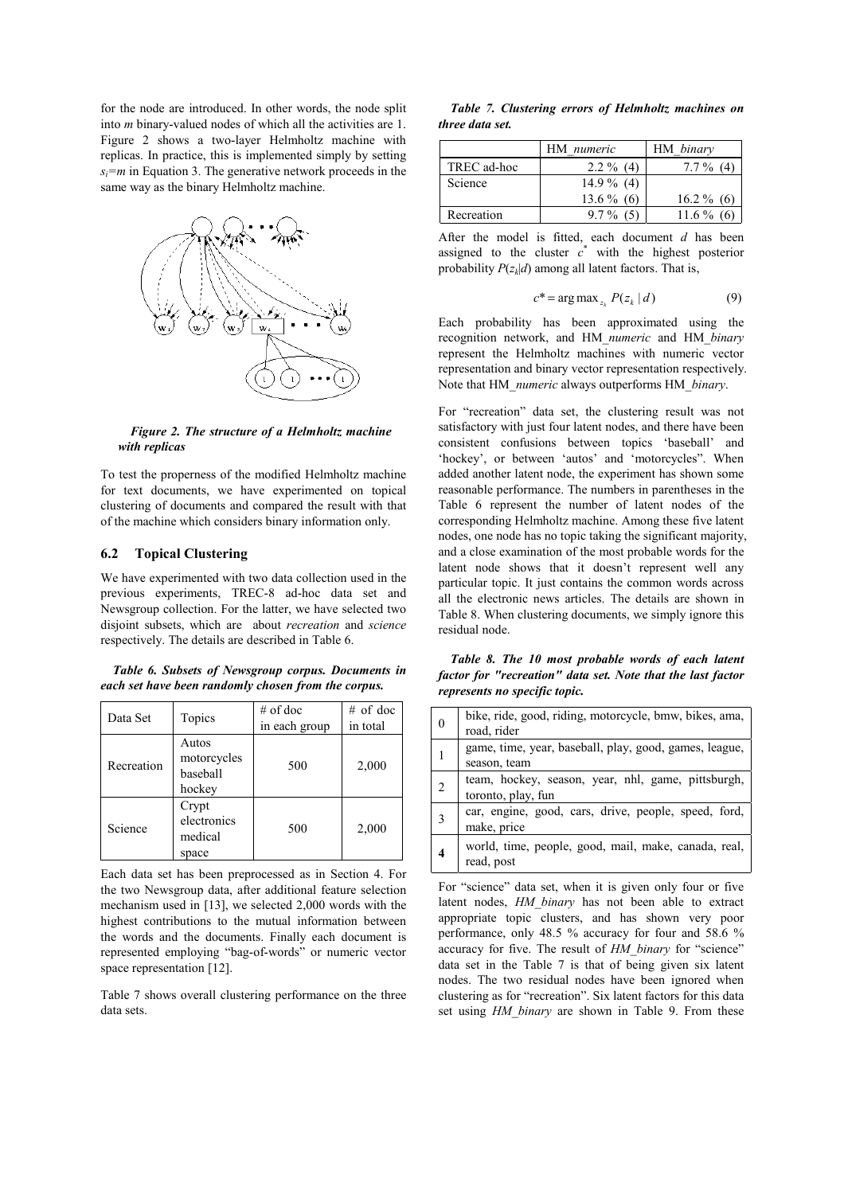for the node are introduced. In other words, the node split into *m* binary-valued nodes of which all the activities are 1. Figure 2 shows a two-layer Helmholtz machine with replicas. In practice, this is implemented simply by setting $s_i=m$ in Equation 3. The generative network proceeds in the same way as the binary Helmholtz machine.

***Figure 2. The structure of a Helmholtz machine with replicas***

To test the properness of the modified Helmholtz machine for text documents, we have experimented on topical clustering of documents and compared the result with that of the machine which considers binary information only.

### 6.2 Topical Clustering

We have experimented with two data collection used in the previous experiments, TREC-8 ad-hoc data set and Newsgroup collection. For the latter, we have selected two disjoint subsets, which are about *recreation* and *science* respectively. The details are described in Table 6.

***Table 6. Subsets of Newsgroup corpus. Documents in each set have been randomly chosen from the corpus.***

| Data Set | Topics | # of doc in each group | # of doc in total |
|---|---|---|---|
| Recreation | Autos<br>motorcycles<br>baseball<br>hockey | 500 | 2,000 |
| Science | Crypt<br>electronics<br>medical<br>space | 500 | 2,000 |

Each data set has been preprocessed as in Section 4. For the two Newsgroup data, after additional feature selection mechanism used in [13], we selected 2,000 words with the highest contributions to the mutual information between the words and the documents. Finally each document is represented employing "bag-of-words" or numeric vector space representation [12].

Table 7 shows overall clustering performance on the three data sets.

***Table 7. Clustering errors of Helmholtz machines on three data set.***

| | HM_*numeric* | HM_*binary* |
|---|---|---|
| TREC ad-hoc | 2.2 % (4) | 7.7 % (4) |
| Science | 14.9 % (4)<br>13.6 % (6) | <br>16.2 % (6) |
| Recreation | 9.7 % (5) | 11.6 % (6) |

After the model is fitted, each document *d* has been assigned to the cluster $c^*$ with the highest posterior probability $P(z_k|d)$ among all latent factors. That is,

$$c^* = \arg\max_{z_k} P(z_k \mid d) \tag{9}$$

Each probability has been approximated using the recognition network, and HM_*numeric* and HM_*binary* represent the Helmholtz machines with numeric vector representation and binary vector representation respectively. Note that HM_*numeric* always outperforms HM_*binary*.

For "recreation" data set, the clustering result was not satisfactory with just four latent nodes, and there have been consistent confusions between topics 'baseball' and 'hockey', or between 'autos' and 'motorcycles". When added another latent node, the experiment has shown some reasonable performance. The numbers in parentheses in the Table 6 represent the number of latent nodes of the corresponding Helmholtz machine. Among these five latent nodes, one node has no topic taking the significant majority, and a close examination of the most probable words for the latent node shows that it doesn't represent well any particular topic. It just contains the common words across all the electronic news articles. The details are shown in Table 8. When clustering documents, we simply ignore this residual node.

***Table 8. The 10 most probable words of each latent factor for "recreation" data set. Note that the last factor represents no specific topic.***

| | |
|---|---|
| 0 | bike, ride, good, riding, motorcycle, bmw, bikes, ama, road, rider |
| 1 | game, time, year, baseball, play, good, games, league, season, team |
| 2 | team, hockey, season, year, nhl, game, pittsburgh, toronto, play, fun |
| 3 | car, engine, good, cars, drive, people, speed, ford, make, price |
| **4** | world, time, people, good, mail, make, canada, real, read, post |

For "science" data set, when it is given only four or five latent nodes, *HM_binary* has not been able to extract appropriate topic clusters, and has shown very poor performance, only 48.5 % accuracy for four and 58.6 % accuracy for five. The result of *HM_binary* for "science" data set in the Table 7 is that of being given six latent nodes. The two residual nodes have been ignored when clustering as for "recreation". Six latent factors for this data set using *HM_binary* are shown in Table 9. From these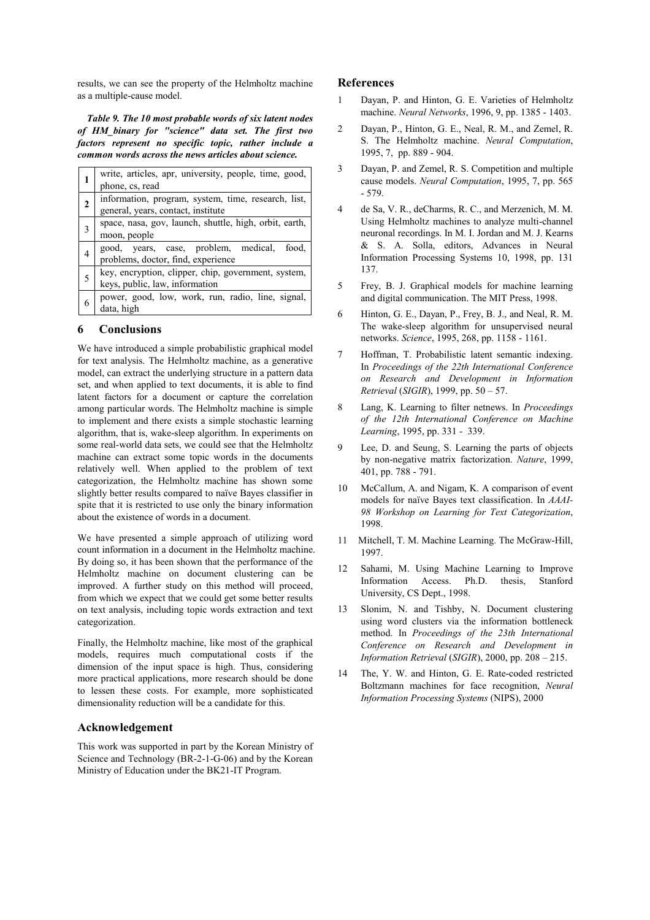results, we can see the property of the Helmholtz machine as a multiple-cause model.

***Table 9. The 10 most probable words of six latent nodes of HM_binary for "science" data set. The first two factors represent no specific topic, rather include a common words across the news articles about science.***

| | |
|---|---|
| **1** | write, articles, apr, university, people, time, good, phone, cs, read |
| **2** | information, program, system, time, research, list, general, years, contact, institute |
| 3 | space, nasa, gov, launch, shuttle, high, orbit, earth, moon, people |
| 4 | good, years, case, problem, medical, food, problems, doctor, find, experience |
| 5 | key, encryption, clipper, chip, government, system, keys, public, law, information |
| 6 | power, good, low, work, run, radio, line, signal, data, high |

## 6 Conclusions

We have introduced a simple probabilistic graphical model for text analysis. The Helmholtz machine, as a generative model, can extract the underlying structure in a pattern data set, and when applied to text documents, it is able to find latent factors for a document or capture the correlation among particular words. The Helmholtz machine is simple to implement and there exists a simple stochastic learning algorithm, that is, wake-sleep algorithm. In experiments on some real-world data sets, we could see that the Helmholtz machine can extract some topic words in the documents relatively well. When applied to the problem of text categorization, the Helmholtz machine has shown some slightly better results compared to naïve Bayes classifier in spite that it is restricted to use only the binary information about the existence of words in a document.

We have presented a simple approach of utilizing word count information in a document in the Helmholtz machine. By doing so, it has been shown that the performance of the Helmholtz machine on document clustering can be improved. A further study on this method will proceed, from which we expect that we could get some better results on text analysis, including topic words extraction and text categorization.

Finally, the Helmholtz machine, like most of the graphical models, requires much computational costs if the dimension of the input space is high. Thus, considering more practical applications, more research should be done to lessen these costs. For example, more sophisticated dimensionality reduction will be a candidate for this.

## Acknowledgement

This work was supported in part by the Korean Ministry of Science and Technology (BR-2-1-G-06) and by the Korean Ministry of Education under the BK21-IT Program.

## References

1. Dayan, P. and Hinton, G. E. Varieties of Helmholtz machine. *Neural Networks*, 1996, 9, pp. 1385 - 1403.
2. Dayan, P., Hinton, G. E., Neal, R. M., and Zemel, R. S. The Helmholtz machine. *Neural Computation*, 1995, 7, pp. 889 - 904.
3. Dayan, P. and Zemel, R. S. Competition and multiple cause models. *Neural Computation*, 1995, 7, pp. 565 - 579.
4. de Sa, V. R., deCharms, R. C., and Merzenich, M. M. Using Helmholtz machines to analyze multi-channel neuronal recordings. In M. I. Jordan and M. J. Kearns & S. A. Solla, editors, Advances in Neural Information Processing Systems 10, 1998, pp. 131 137.
5. Frey, B. J. Graphical models for machine learning and digital communication. The MIT Press, 1998.
6. Hinton, G. E., Dayan, P., Frey, B. J., and Neal, R. M. The wake-sleep algorithm for unsupervised neural networks. *Science*, 1995, 268, pp. 1158 - 1161.
7. Hoffman, T. Probabilistic latent semantic indexing. In *Proceedings of the 22th International Conference on Research and Development in Information Retrieval* (*SIGIR*), 1999, pp. 50 – 57.
8. Lang, K. Learning to filter netnews. In *Proceedings of the 12th International Conference on Machine Learning*, 1995, pp. 331 - 339.
9. Lee, D. and Seung, S. Learning the parts of objects by non-negative matrix factorization. *Nature*, 1999, 401, pp. 788 - 791.
10. McCallum, A. and Nigam, K. A comparison of event models for naïve Bayes text classification. In *AAAI-98 Workshop on Learning for Text Categorization*, 1998.
11. Mitchell, T. M. Machine Learning. The McGraw-Hill, 1997.
12. Sahami, M. Using Machine Learning to Improve Information Access. Ph.D. thesis, Stanford University, CS Dept., 1998.
13. Slonim, N. and Tishby, N. Document clustering using word clusters via the information bottleneck method. In *Proceedings of the 23th International Conference on Research and Development in Information Retrieval* (*SIGIR*), 2000, pp. 208 – 215.
14. The, Y. W. and Hinton, G. E. Rate-coded restricted Boltzmann machines for face recognition, *Neural Information Processing Systems* (NIPS), 2000